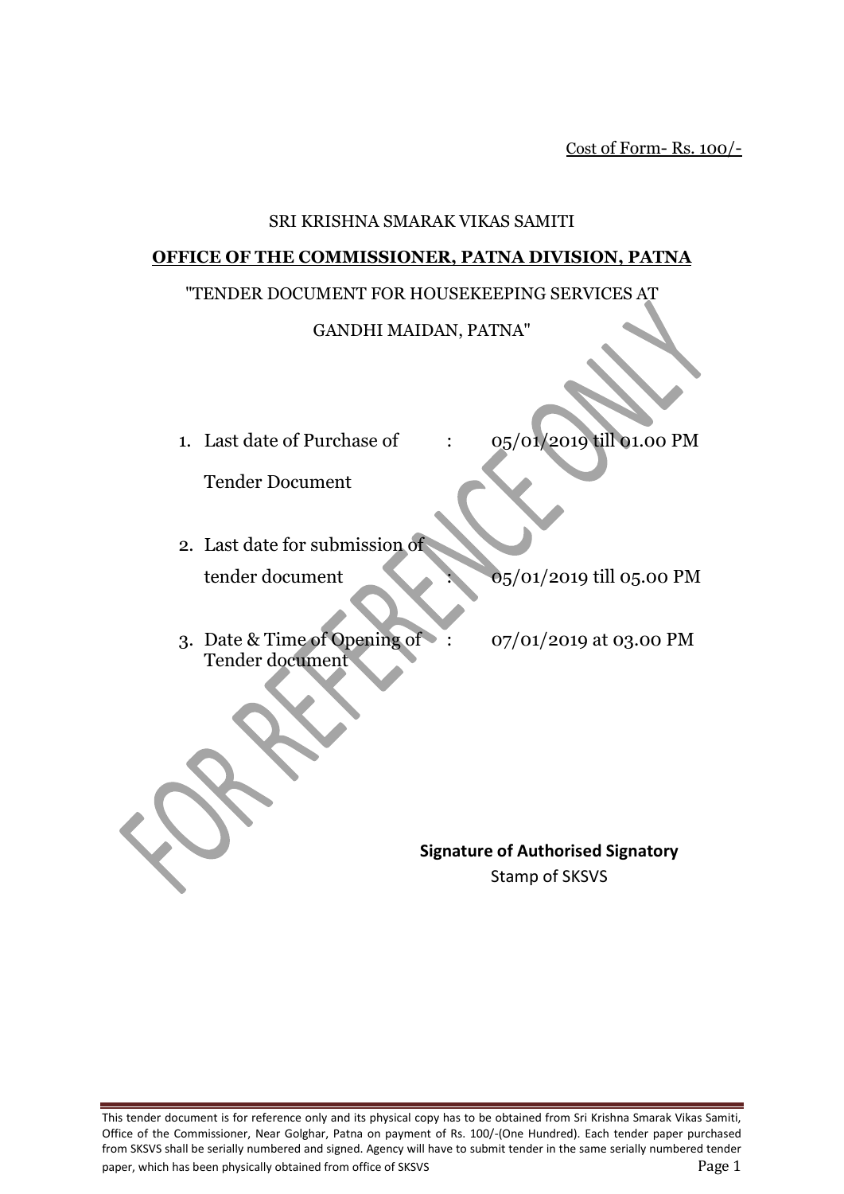Cost of Form- Rs. 100/-

SRI KRISHNA SMARAK VIKAS SAMITI

**OFFICE OF THE COMMISSIONER, PATNA DIVISION, PATNA**

"TENDER DOCUMENT FOR HOUSEKEEPING SERVICES AT GANDHI MAIDAN, PATNA"

1. Last date of Purchase of Tender Document : 05/01/2019 till 01.00 PM
2. Last date for submission of tender document : 05/01/2019 till 05.00 PM
3. Date & Time of Opening of Tender document : 07/01/2019 at 03.00 PM

**Signature of Authorised Signatory**

Stamp of SKSVS

This tender document is for reference only and its physical copy has to be obtained from Sri Krishna Smarak Vikas Samiti, Office of the Commissioner, Near Golghar, Patna on payment of Rs. 100/-(One Hundred). Each tender paper purchased from SKSVS shall be serially numbered and signed. Agency will have to submit tender in the same serially numbered tender paper, which has been physically obtained from office of SKSVS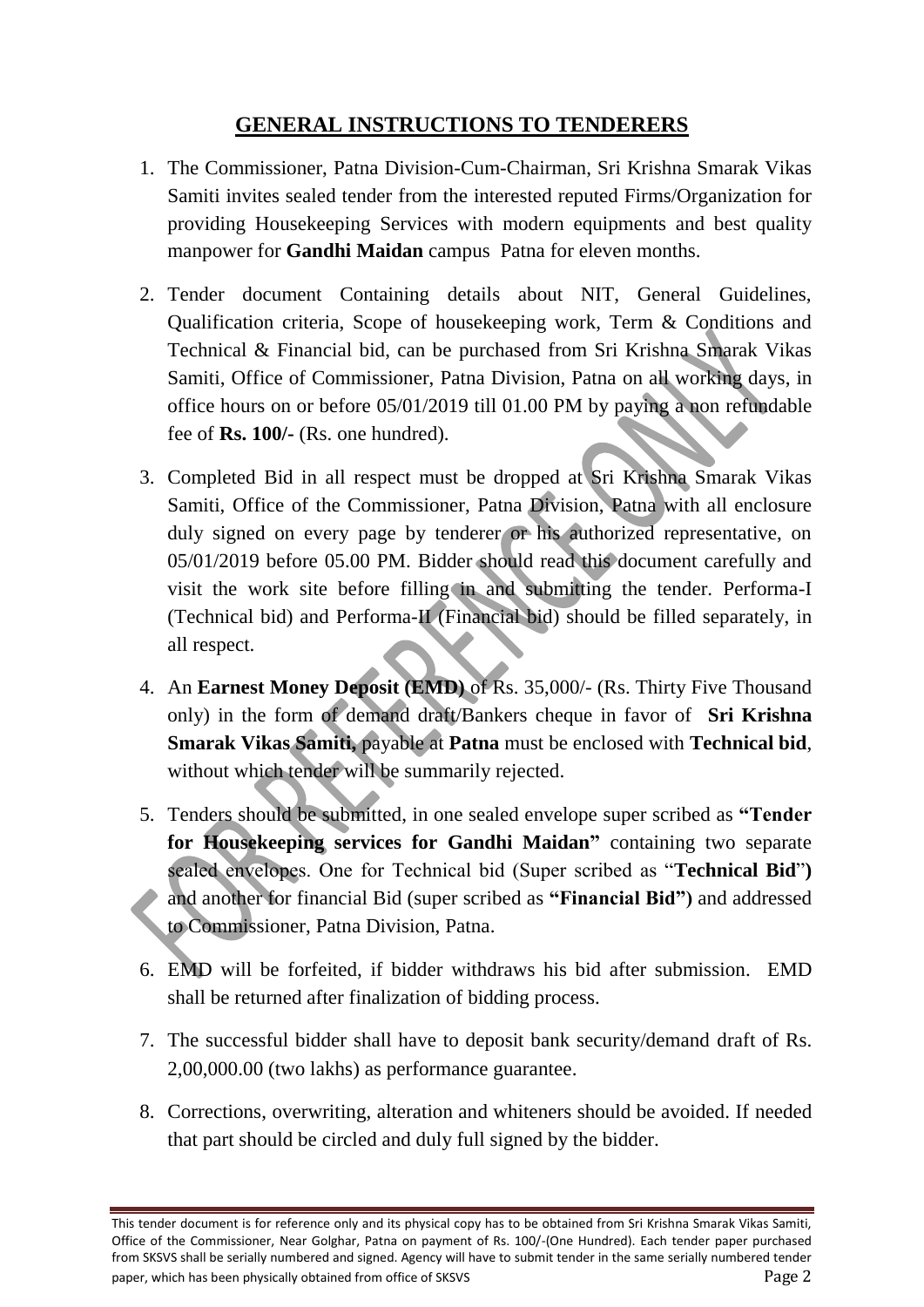## GENERAL INSTRUCTIONS TO TENDERERS

1. The Commissioner, Patna Division-Cum-Chairman, Sri Krishna Smarak Vikas Samiti invites sealed tender from the interested reputed Firms/Organization for providing Housekeeping Services with modern equipments and best quality manpower for **Gandhi Maidan** campus Patna for eleven months.

2. Tender document Containing details about NIT, General Guidelines, Qualification criteria, Scope of housekeeping work, Term & Conditions and Technical & Financial bid, can be purchased from Sri Krishna Smarak Vikas Samiti, Office of Commissioner, Patna Division, Patna on all working days, in office hours on or before 05/01/2019 till 01.00 PM by paying a non refundable fee of **Rs. 100/-** (Rs. one hundred).

3. Completed Bid in all respect must be dropped at Sri Krishna Smarak Vikas Samiti, Office of the Commissioner, Patna Division, Patna with all enclosure duly signed on every page by tenderer or his authorized representative, on 05/01/2019 before 05.00 PM. Bidder should read this document carefully and visit the work site before filling in and submitting the tender. Performa-I (Technical bid) and Performa-II (Financial bid) should be filled separately, in all respect.

4. An **Earnest Money Deposit (EMD)** of Rs. 35,000/- (Rs. Thirty Five Thousand only) in the form of demand draft/Bankers cheque in favor of **Sri Krishna Smarak Vikas Samiti,** payable at **Patna** must be enclosed with **Technical bid**, without which tender will be summarily rejected.

5. Tenders should be submitted, in one sealed envelope super scribed as **"Tender for Housekeeping services for Gandhi Maidan"** containing two separate sealed envelopes. One for Technical bid (Super scribed as "**Technical Bid**"**)** and another for financial Bid (super scribed as **"Financial Bid")** and addressed to Commissioner, Patna Division, Patna.

6. EMD will be forfeited, if bidder withdraws his bid after submission. EMD shall be returned after finalization of bidding process.

7. The successful bidder shall have to deposit bank security/demand draft of Rs. 2,00,000.00 (two lakhs) as performance guarantee.

8. Corrections, overwriting, alteration and whiteners should be avoided. If needed that part should be circled and duly full signed by the bidder.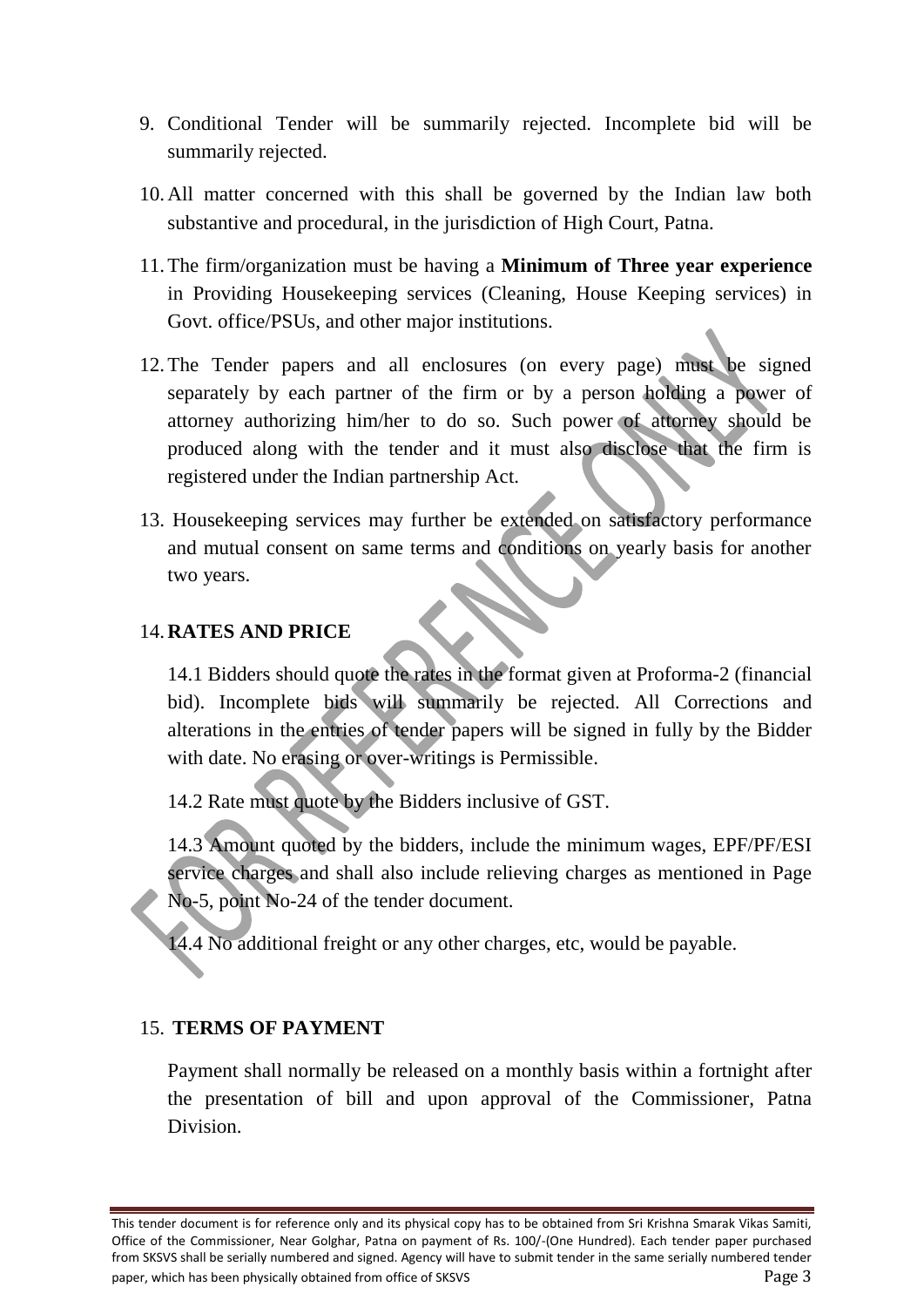9. Conditional Tender will be summarily rejected. Incomplete bid will be summarily rejected.

10. All matter concerned with this shall be governed by the Indian law both substantive and procedural, in the jurisdiction of High Court, Patna.

11. The firm/organization must be having a **Minimum of Three year experience** in Providing Housekeeping services (Cleaning, House Keeping services) in Govt. office/PSUs, and other major institutions.

12. The Tender papers and all enclosures (on every page) must be signed separately by each partner of the firm or by a person holding a power of attorney authorizing him/her to do so. Such power of attorney should be produced along with the tender and it must also disclose that the firm is registered under the Indian partnership Act.

13. Housekeeping services may further be extended on satisfactory performance and mutual consent on same terms and conditions on yearly basis for another two years.

14. **RATES AND PRICE**

    14.1 Bidders should quote the rates in the format given at Proforma-2 (financial bid). Incomplete bids will summarily be rejected. All Corrections and alterations in the entries of tender papers will be signed in fully by the Bidder with date. No erasing or over-writings is Permissible.

    14.2 Rate must quote by the Bidders inclusive of GST.

    14.3 Amount quoted by the bidders, include the minimum wages, EPF/PF/ESI service charges and shall also include relieving charges as mentioned in Page No-5, point No-24 of the tender document.

    14.4 No additional freight or any other charges, etc, would be payable.

15. **TERMS OF PAYMENT**

    Payment shall normally be released on a monthly basis within a fortnight after the presentation of bill and upon approval of the Commissioner, Patna Division.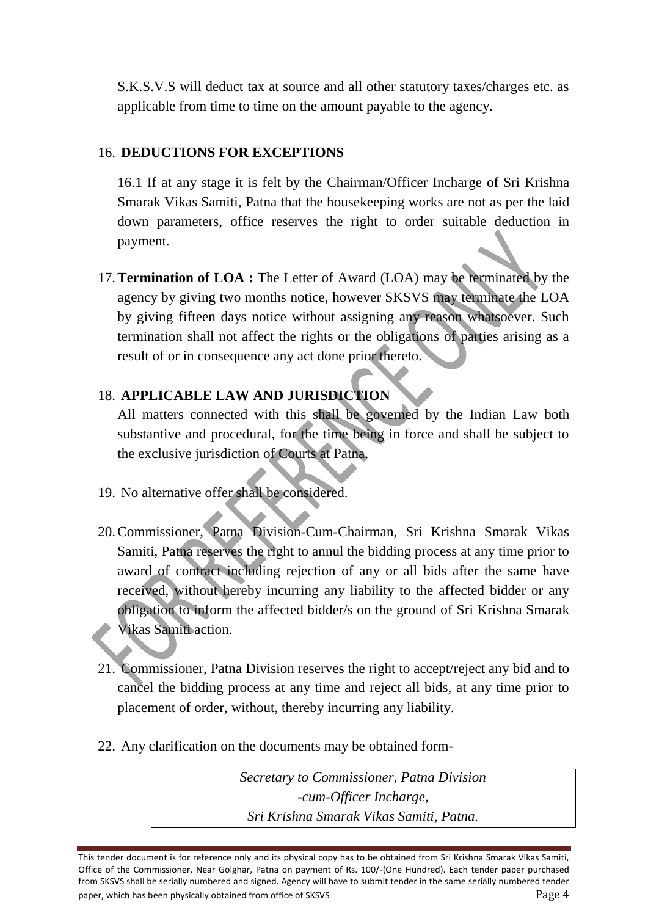S.K.S.V.S will deduct tax at source and all other statutory taxes/charges etc. as applicable from time to time on the amount payable to the agency.

16. **DEDUCTIONS FOR EXCEPTIONS**

16.1 If at any stage it is felt by the Chairman/Officer Incharge of Sri Krishna Smarak Vikas Samiti, Patna that the housekeeping works are not as per the laid down parameters, office reserves the right to order suitable deduction in payment.

17. **Termination of LOA :** The Letter of Award (LOA) may be terminated by the agency by giving two months notice, however SKSVS may terminate the LOA by giving fifteen days notice without assigning any reason whatsoever. Such termination shall not affect the rights or the obligations of parties arising as a result of or in consequence any act done prior thereto.

18. **APPLICABLE LAW AND JURISDICTION**

All matters connected with this shall be governed by the Indian Law both substantive and procedural, for the time being in force and shall be subject to the exclusive jurisdiction of Courts at Patna.

19. No alternative offer shall be considered.

20. Commissioner, Patna Division-Cum-Chairman, Sri Krishna Smarak Vikas Samiti, Patna reserves the right to annul the bidding process at any time prior to award of contract including rejection of any or all bids after the same have received, without hereby incurring any liability to the affected bidder or any obligation to inform the affected bidder/s on the ground of Sri Krishna Smarak Vikas Samiti action.

21. Commissioner, Patna Division reserves the right to accept/reject any bid and to cancel the bidding process at any time and reject all bids, at any time prior to placement of order, without, thereby incurring any liability.

22. Any clarification on the documents may be obtained form-

*Secretary to Commissioner, Patna Division*
*-cum-Officer Incharge,*
*Sri Krishna Smarak Vikas Samiti, Patna.*

This tender document is for reference only and its physical copy has to be obtained from Sri Krishna Smarak Vikas Samiti, Office of the Commissioner, Near Golghar, Patna on payment of Rs. 100/-(One Hundred). Each tender paper purchased from SKSVS shall be serially numbered and signed. Agency will have to submit tender in the same serially numbered tender paper, which has been physically obtained from office of SKSVS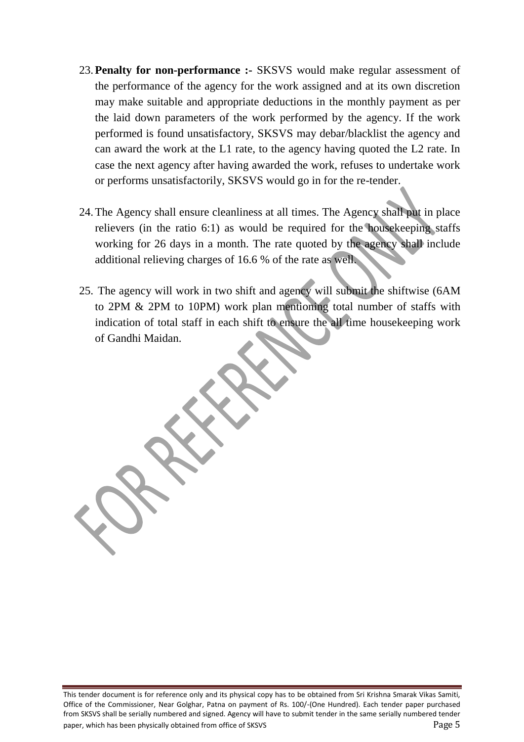23. **Penalty for non-performance :-** SKSVS would make regular assessment of the performance of the agency for the work assigned and at its own discretion may make suitable and appropriate deductions in the monthly payment as per the laid down parameters of the work performed by the agency. If the work performed is found unsatisfactory, SKSVS may debar/blacklist the agency and can award the work at the L1 rate, to the agency having quoted the L2 rate. In case the next agency after having awarded the work, refuses to undertake work or performs unsatisfactorily, SKSVS would go in for the re-tender.

24. The Agency shall ensure cleanliness at all times. The Agency shall put in place relievers (in the ratio 6:1) as would be required for the housekeeping staffs working for 26 days in a month. The rate quoted by the agency shall include additional relieving charges of 16.6 % of the rate as well.

25. The agency will work in two shift and agency will submit the shiftwise (6AM to 2PM & 2PM to 10PM) work plan mentioning total number of staffs with indication of total staff in each shift to ensure the all time housekeeping work of Gandhi Maidan.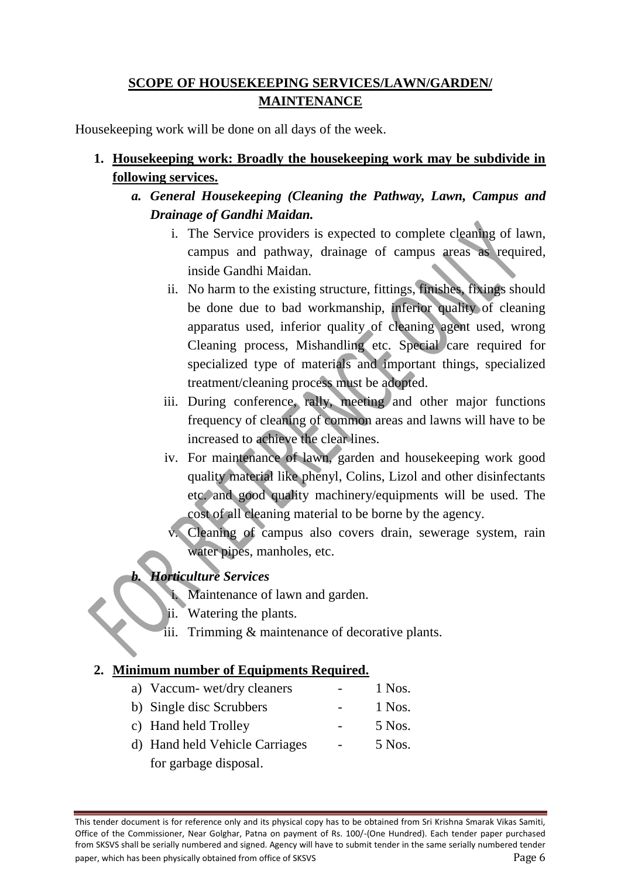## SCOPE OF HOUSEKEEPING SERVICES/LAWN/GARDEN/ MAINTENANCE

Housekeeping work will be done on all days of the week.

1. **Housekeeping work: Broadly the housekeeping work may be subdivide in following services.**
   a. ***General Housekeeping (Cleaning the Pathway, Lawn, Campus and Drainage of Gandhi Maidan.***
      i. The Service providers is expected to complete cleaning of lawn, campus and pathway, drainage of campus areas as required, inside Gandhi Maidan.
      ii. No harm to the existing structure, fittings, finishes, fixings should be done due to bad workmanship, inferior quality of cleaning apparatus used, inferior quality of cleaning agent used, wrong Cleaning process, Mishandling etc. Special care required for specialized type of materials and important things, specialized treatment/cleaning process must be adopted.
      iii. During conference, rally, meeting and other major functions frequency of cleaning of common areas and lawns will have to be increased to achieve the clear lines.
      iv. For maintenance of lawn, garden and housekeeping work good quality material like phenyl, Colins, Lizol and other disinfectants etc. and good quality machinery/equipments will be used. The cost of all cleaning material to be borne by the agency.
      v. Cleaning of campus also covers drain, sewerage system, rain water pipes, manholes, etc.

   b. ***Horticulture Services***
      i. Maintenance of lawn and garden.
      ii. Watering the plants.
      iii. Trimming & maintenance of decorative plants.

2. **Minimum number of Equipments Required.**
   a) Vaccum- wet/dry cleaners - 1 Nos.
   b) Single disc Scrubbers - 1 Nos.
   c) Hand held Trolley - 5 Nos.
   d) Hand held Vehicle Carriages for garbage disposal. - 5 Nos.

This tender document is for reference only and its physical copy has to be obtained from Sri Krishna Smarak Vikas Samiti, Office of the Commissioner, Near Golghar, Patna on payment of Rs. 100/-(One Hundred). Each tender paper purchased from SKSVS shall be serially numbered and signed. Agency will have to submit tender in the same serially numbered tender paper, which has been physically obtained from office of SKSVS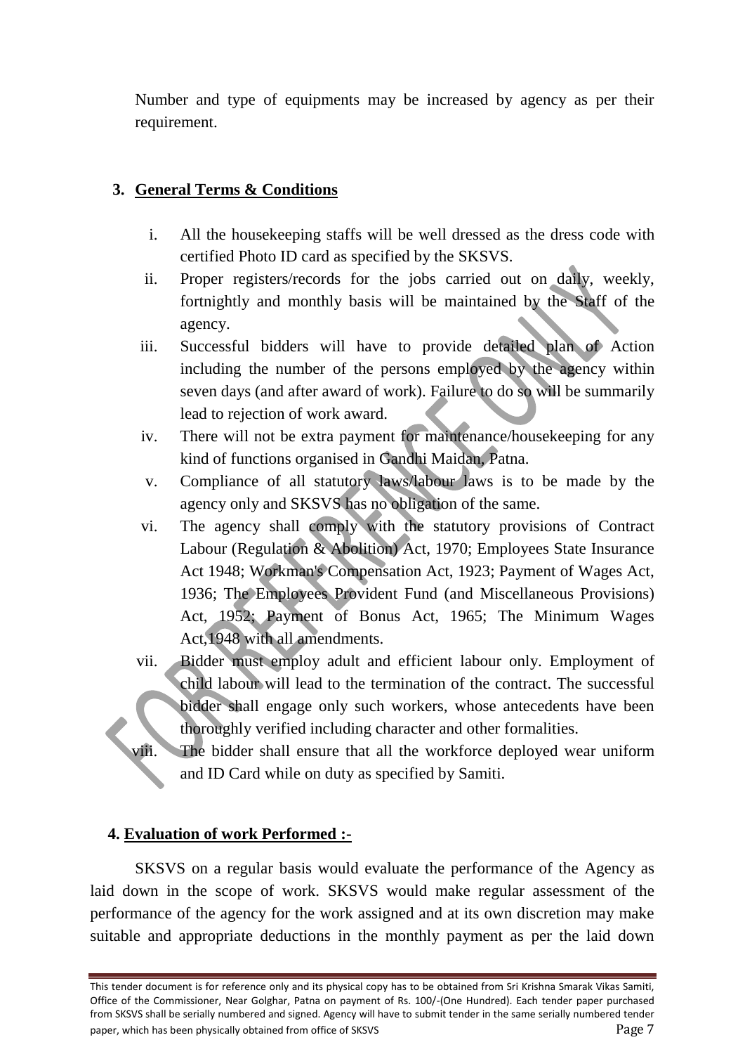Number and type of equipments may be increased by agency as per their requirement.

### 3. General Terms & Conditions

i. All the housekeeping staffs will be well dressed as the dress code with certified Photo ID card as specified by the SKSVS.

ii. Proper registers/records for the jobs carried out on daily, weekly, fortnightly and monthly basis will be maintained by the Staff of the agency.

iii. Successful bidders will have to provide detailed plan of Action including the number of the persons employed by the agency within seven days (and after award of work). Failure to do so will be summarily lead to rejection of work award.

iv. There will not be extra payment for maintenance/housekeeping for any kind of functions organised in Gandhi Maidan, Patna.

v. Compliance of all statutory laws/labour laws is to be made by the agency only and SKSVS has no obligation of the same.

vi. The agency shall comply with the statutory provisions of Contract Labour (Regulation & Abolition) Act, 1970; Employees State Insurance Act 1948; Workman's Compensation Act, 1923; Payment of Wages Act, 1936; The Employees Provident Fund (and Miscellaneous Provisions) Act, 1952; Payment of Bonus Act, 1965; The Minimum Wages Act,1948 with all amendments.

vii. Bidder must employ adult and efficient labour only. Employment of child labour will lead to the termination of the contract. The successful bidder shall engage only such workers, whose antecedents have been thoroughly verified including character and other formalities.

viii. The bidder shall ensure that all the workforce deployed wear uniform and ID Card while on duty as specified by Samiti.

### 4. Evaluation of work Performed :-

SKSVS on a regular basis would evaluate the performance of the Agency as laid down in the scope of work. SKSVS would make regular assessment of the performance of the agency for the work assigned and at its own discretion may make suitable and appropriate deductions in the monthly payment as per the laid down

This tender document is for reference only and its physical copy has to be obtained from Sri Krishna Smarak Vikas Samiti, Office of the Commissioner, Near Golghar, Patna on payment of Rs. 100/-(One Hundred). Each tender paper purchased from SKSVS shall be serially numbered and signed. Agency will have to submit tender in the same serially numbered tender paper, which has been physically obtained from office of SKSVS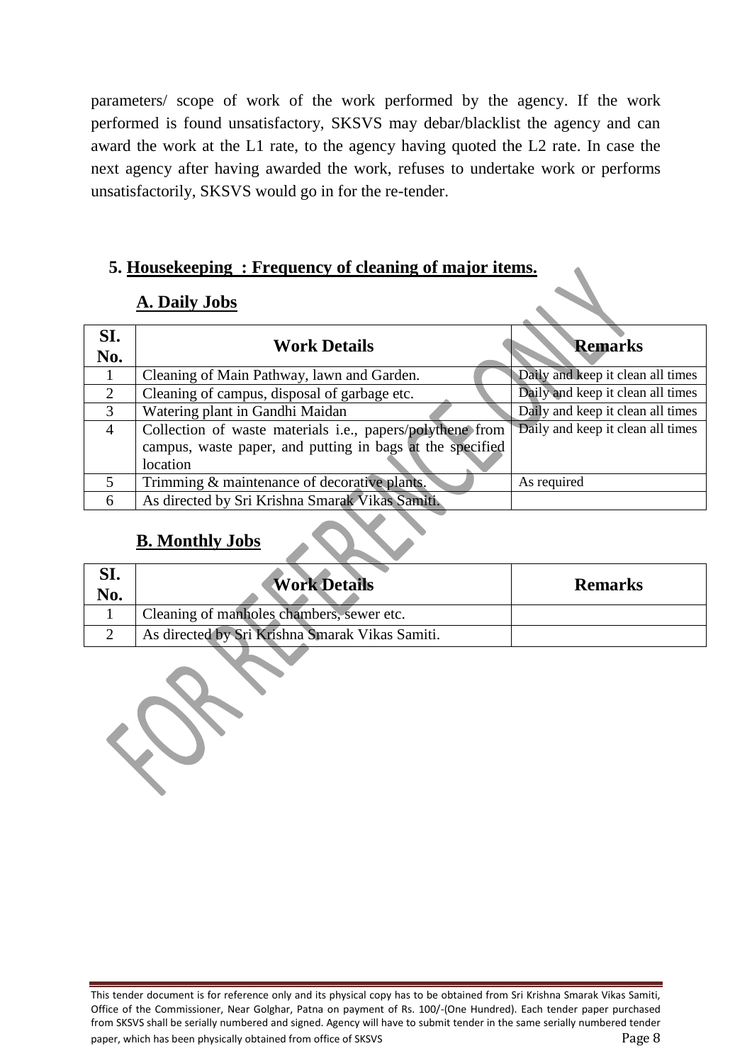parameters/ scope of work of the work performed by the agency. If the work performed is found unsatisfactory, SKSVS may debar/blacklist the agency and can award the work at the L1 rate, to the agency having quoted the L2 rate. In case the next agency after having awarded the work, refuses to undertake work or performs unsatisfactorily, SKSVS would go in for the re-tender.

## 5. Housekeeping : Frequency of cleaning of major items.

### A. Daily Jobs

| SI. No. | Work Details | Remarks |
|---|---|---|
| 1 | Cleaning of Main Pathway, lawn and Garden. | Daily and keep it clean all times |
| 2 | Cleaning of campus, disposal of garbage etc. | Daily and keep it clean all times |
| 3 | Watering plant in Gandhi Maidan | Daily and keep it clean all times |
| 4 | Collection of waste materials i.e., papers/polythene from campus, waste paper, and putting in bags at the specified location | Daily and keep it clean all times |
| 5 | Trimming & maintenance of decorative plants. | As required |
| 6 | As directed by Sri Krishna Smarak Vikas Samiti. | |

### B. Monthly Jobs

| SI. No. | Work Details | Remarks |
|---|---|---|
| 1 | Cleaning of manholes chambers, sewer etc. | |
| 2 | As directed by Sri Krishna Smarak Vikas Samiti. | |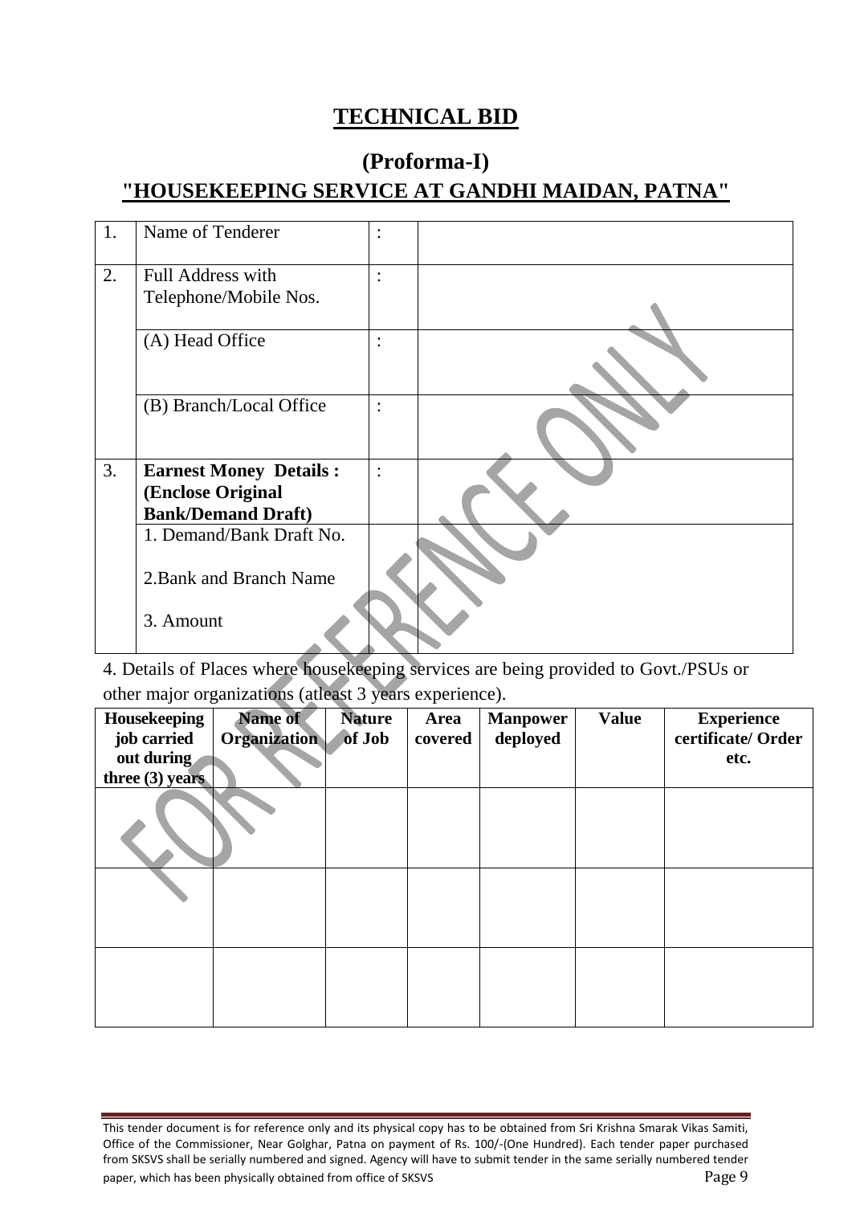# TECHNICAL BID

## (Proforma-I)

## "HOUSEKEEPING SERVICE AT GANDHI MAIDAN, PATNA"

| 1. | Name of Tenderer | : | |
|---|---|---|---|
| 2. | Full Address with Telephone/Mobile Nos. | : | |
| | (A) Head Office | : | |
| | (B) Branch/Local Office | : | |
| 3. | **Earnest Money Details : (Enclose Original Bank/Demand Draft)** | : | |
| | 1. Demand/Bank Draft No.<br><br>2.Bank and Branch Name<br><br>3. Amount | | |

4. Details of Places where housekeeping services are being provided to Govt./PSUs or other major organizations (atleast 3 years experience).

| Housekeeping job carried out during three (3) years | Name of Organization | Nature of Job | Area covered | Manpower deployed | Value | Experience certificate/ Order etc. |
|---|---|---|---|---|---|---|
| | | | | | | |
| | | | | | | |
| | | | | | | |

This tender document is for reference only and its physical copy has to be obtained from Sri Krishna Smarak Vikas Samiti, Office of the Commissioner, Near Golghar, Patna on payment of Rs. 100/-(One Hundred). Each tender paper purchased from SKSVS shall be serially numbered and signed. Agency will have to submit tender in the same serially numbered tender paper, which has been physically obtained from office of SKSVS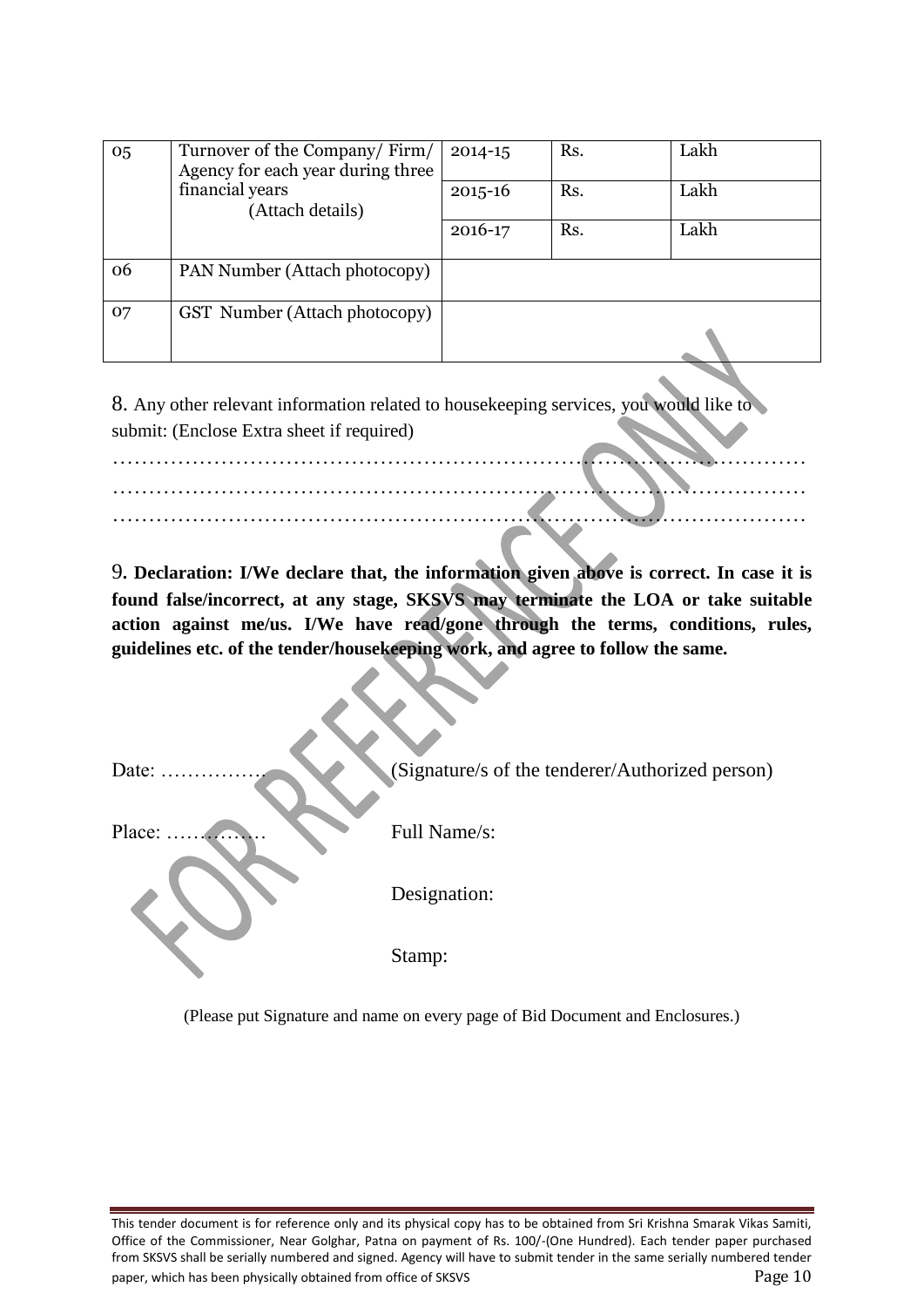| 05 | Turnover of the Company/ Firm/ Agency for each year during three financial years (Attach details) | 2014-15 | Rs. | Lakh |
|---|---|---|---|---|
| | | 2015-16 | Rs. | Lakh |
| | | 2016-17 | Rs. | Lakh |
| 06 | PAN Number (Attach photocopy) | | | |
| 07 | GST Number (Attach photocopy) | | | |

8. Any other relevant information related to housekeeping services, you would like to submit: (Enclose Extra sheet if required)

…………………………………………………………………………………………
…………………………………………………………………………………………
…………………………………………………………………………………………

9. **Declaration: I/We declare that, the information given above is correct. In case it is found false/incorrect, at any stage, SKSVS may terminate the LOA or take suitable action against me/us. I/We have read/gone through the terms, conditions, rules, guidelines etc. of the tender/housekeeping work, and agree to follow the same.**

Date: ……………. (Signature/s of the tenderer/Authorized person)

Place: …………… Full Name/s:

Designation:

Stamp:

(Please put Signature and name on every page of Bid Document and Enclosures.)

This tender document is for reference only and its physical copy has to be obtained from Sri Krishna Smarak Vikas Samiti, Office of the Commissioner, Near Golghar, Patna on payment of Rs. 100/-(One Hundred). Each tender paper purchased from SKSVS shall be serially numbered and signed. Agency will have to submit tender in the same serially numbered tender paper, which has been physically obtained from office of SKSVS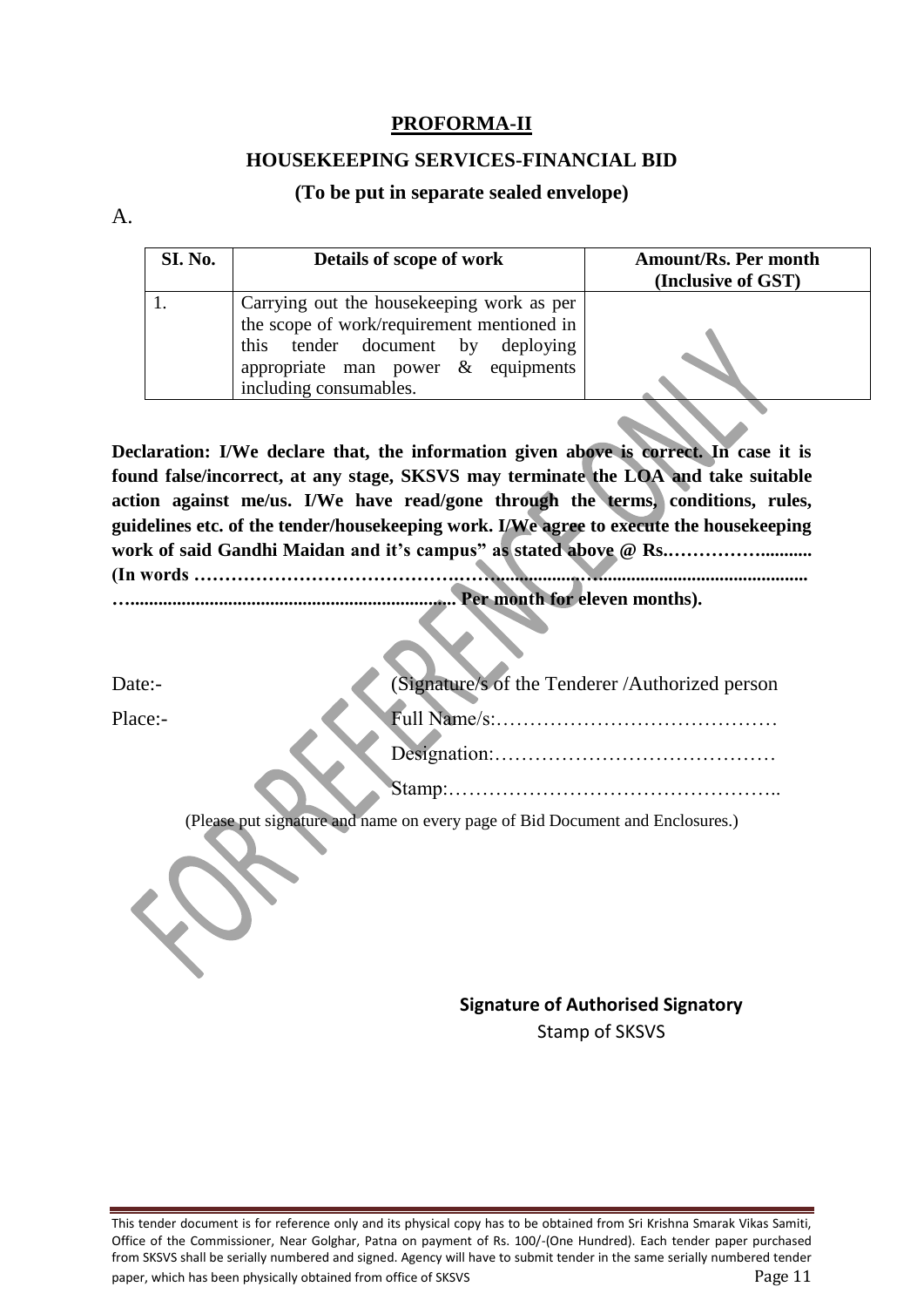## PROFORMA-II

### HOUSEKEEPING SERVICES-FINANCIAL BID

**(To be put in separate sealed envelope)**

A.

| SI. No. | Details of scope of work | Amount/Rs. Per month (Inclusive of GST) |
|---|---|---|
| 1. | Carrying out the housekeeping work as per the scope of work/requirement mentioned in this tender document by deploying appropriate man power & equipments including consumables. | |

**Declaration: I/We declare that, the information given above is correct. In case it is found false/incorrect, at any stage, SKSVS may terminate the LOA and take suitable action against me/us. I/We have read/gone through the terms, conditions, rules, guidelines etc. of the tender/housekeeping work. I/We agree to execute the housekeeping work of said Gandhi Maidan and it's campus" as stated above @ Rs.……………........... (In words ……………………………………………............................................ …................................................................. Per month for eleven months).**

Date:- (Signature/s of the Tenderer /Authorized person

Place:- Full Name/s:……………………………………

Designation:……………………………………

Stamp:…………………………………………..

(Please put signature and name on every page of Bid Document and Enclosures.)

**Signature of Authorised Signatory**

Stamp of SKSVS

FOR REFERENCE ONLY

This tender document is for reference only and its physical copy has to be obtained from Sri Krishna Smarak Vikas Samiti, Office of the Commissioner, Near Golghar, Patna on payment of Rs. 100/-(One Hundred). Each tender paper purchased from SKSVS shall be serially numbered and signed. Agency will have to submit tender in the same serially numbered tender paper, which has been physically obtained from office of SKSVS